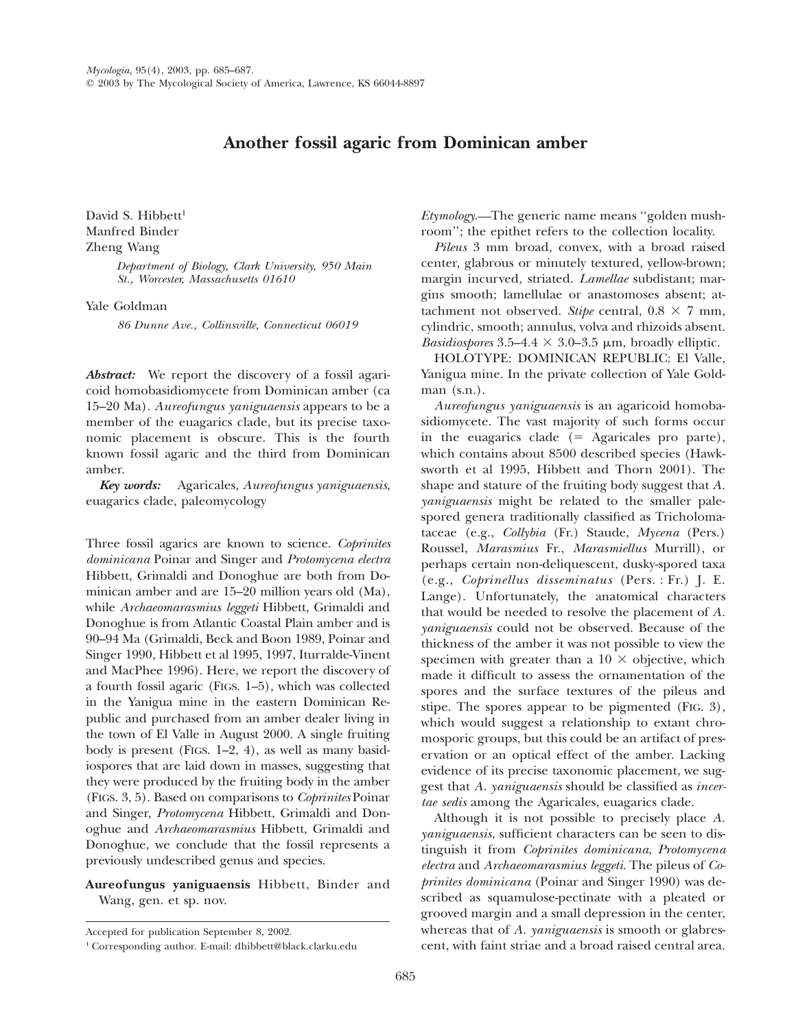# Another fossil agaric from Dominican amber

David S. Hibbett[1]
Manfred Binder
Zheng Wang

*Department of Biology, Clark University, 950 Main St., Worcester, Massachusetts 01610*

Yale Goldman

*86 Dunne Ave., Collinsville, Connecticut 06019*

***Abstract:*** We report the discovery of a fossil agaricoid homobasidiomycete from Dominican amber (ca 15–20 Ma). *Aureofungus yaniguaensis* appears to be a member of the euagarics clade, but its precise taxonomic placement is obscure. This is the fourth known fossil agaric and the third from Dominican amber.

***Key words:*** Agaricales, *Aureofungus yaniguaensis*, euagarics clade, paleomycology

Three fossil agarics are known to science. *Coprinites dominicana* Poinar and Singer and *Protomycena electra* Hibbett, Grimaldi and Donoghue are both from Dominican amber and are 15–20 million years old (Ma), while *Archaeomarasmius leggeti* Hibbett, Grimaldi and Donoghue is from Atlantic Coastal Plain amber and is 90–94 Ma (Grimaldi, Beck and Boon 1989, Poinar and Singer 1990, Hibbett et al 1995, 1997, Iturralde-Vinent and MacPhee 1996). Here, we report the discovery of a fourth fossil agaric (FIGS. 1–5), which was collected in the Yanigua mine in the eastern Dominican Republic and purchased from an amber dealer living in the town of El Valle in August 2000. A single fruiting body is present (FIGS. 1–2, 4), as well as many basidiospores that are laid down in masses, suggesting that they were produced by the fruiting body in the amber (FIGS. 3, 5). Based on comparisons to *Coprinites* Poinar and Singer, *Protomycena* Hibbett, Grimaldi and Donoghue and *Archaeomarasmius* Hibbett, Grimaldi and Donoghue, we conclude that the fossil represents a previously undescribed genus and species.

**Aureofungus yaniguaensis** Hibbett, Binder and Wang, gen. et sp. nov.

*Etymology.*—The generic name means ''golden mushroom''; the epithet refers to the collection locality.

*Pileus* 3 mm broad, convex, with a broad raised center, glabrous or minutely textured, yellow-brown; margin incurved, striated. *Lamellae* subdistant; margins smooth; lamellulae or anastomoses absent; attachment not observed. *Stipe* central, $0.8 \times 7$ mm, cylindric, smooth; annulus, volva and rhizoids absent. *Basidiospores* 3.5–4.4 $\times$ 3.0–3.5 μm, broadly elliptic.

HOLOTYPE: DOMINICAN REPUBLIC: El Valle, Yanigua mine. In the private collection of Yale Goldman (s.n.).

*Aureofungus yaniguaensis* is an agaricoid homobasidiomycete. The vast majority of such forms occur in the euagarics clade (= Agaricales pro parte), which contains about 8500 described species (Hawksworth et al 1995, Hibbett and Thorn 2001). The shape and stature of the fruiting body suggest that *A. yaniguaensis* might be related to the smaller pale-spored genera traditionally classified as Tricholomataceae (e.g., *Collybia* (Fr.) Staude, *Mycena* (Pers.) Roussel, *Marasmius* Fr., *Marasmiellus* Murrill), or perhaps certain non-deliquescent, dusky-spored taxa (e.g., *Coprinellus disseminatus* (Pers. : Fr.) J. E. Lange). Unfortunately, the anatomical characters that would be needed to resolve the placement of *A. yaniguaensis* could not be observed. Because of the thickness of the amber it was not possible to view the specimen with greater than a $10 \times$ objective, which made it difficult to assess the ornamentation of the spores and the surface textures of the pileus and stipe. The spores appear to be pigmented (FIG. 3), which would suggest a relationship to extant chromosporic groups, but this could be an artifact of preservation or an optical effect of the amber. Lacking evidence of its precise taxonomic placement, we suggest that *A. yaniguaensis* should be classified as *incertae sedis* among the Agaricales, euagarics clade.

Although it is not possible to precisely place *A. yaniguaensis*, sufficient characters can be seen to distinguish it from *Coprinites dominicana*, *Protomycena electra* and *Archaeomarasmius leggeti*. The pileus of *Coprinites dominicana* (Poinar and Singer 1990) was described as squamulose-pectinate with a pleated or grooved margin and a small depression in the center, whereas that of *A. yaniguaensis* is smooth or glabrescent, with faint striae and a broad raised central area.

Accepted for publication September 8, 2002.

[1] Corresponding author. E-mail: dhibbett@black.clarku.edu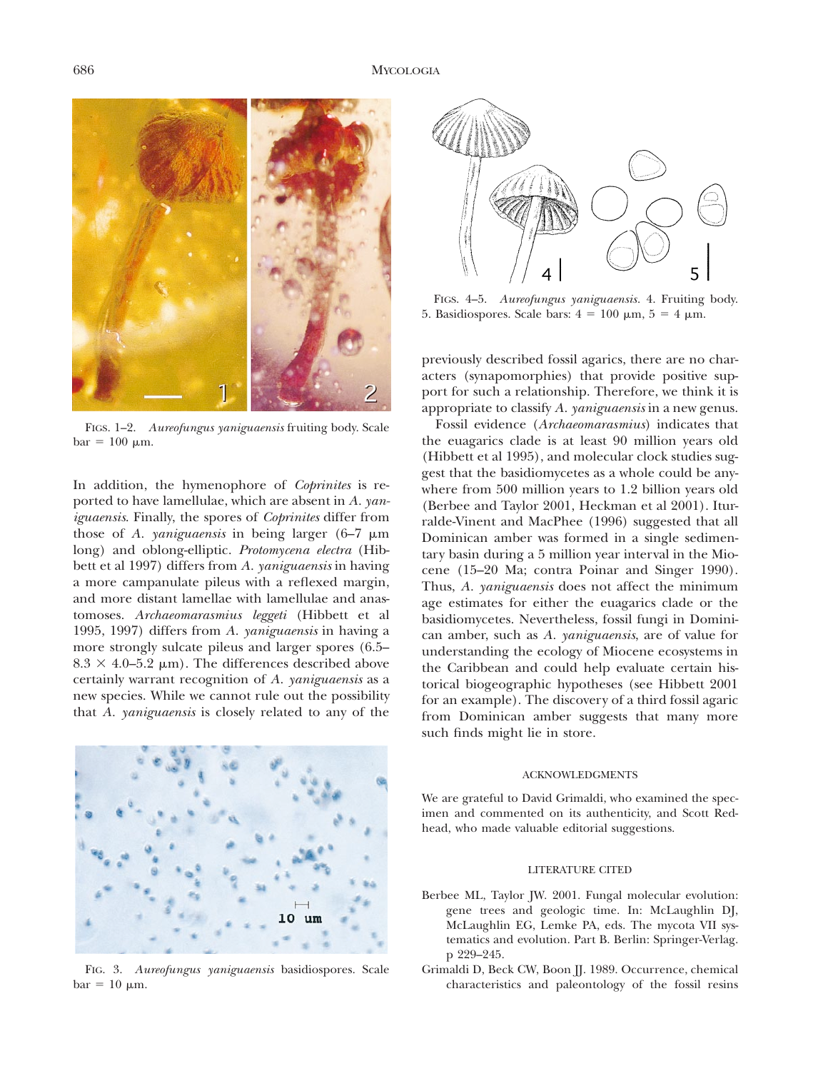FIGS. 1–2. *Aureofungus yaniguaensis* fruiting body. Scale bar = 100 μm.

FIGS. 4–5. *Aureofungus yaniguaensis*. 4. Fruiting body. 5. Basidiospores. Scale bars: 4 = 100 μm, 5 = 4 μm.

In addition, the hymenophore of *Coprinites* is reported to have lamellulae, which are absent in *A. yaniguaensis*. Finally, the spores of *Coprinites* differ from those of *A. yaniguaensis* in being larger (6–7 μm long) and oblong-elliptic. *Protomycena electra* (Hibbett et al 1997) differs from *A. yaniguaensis* in having a more campanulate pileus with a reflexed margin, and more distant lamellae with lamellulae and anastomoses. *Archaeomarasmius leggeti* (Hibbett et al 1995, 1997) differs from *A. yaniguaensis* in having a more strongly sulcate pileus and larger spores (6.5–8.3 × 4.0–5.2 μm). The differences described above certainly warrant recognition of *A. yaniguaensis* as a new species. While we cannot rule out the possibility that *A. yaniguaensis* is closely related to any of the previously described fossil agarics, there are no characters (synapomorphies) that provide positive support for such a relationship. Therefore, we think it is appropriate to classify *A. yaniguaensis* in a new genus.

Fossil evidence (*Archaeomarasmius*) indicates that the euagarics clade is at least 90 million years old (Hibbett et al 1995), and molecular clock studies suggest that the basidiomycetes as a whole could be anywhere from 500 million years to 1.2 billion years old (Berbee and Taylor 2001, Heckman et al 2001). Iturralde-Vinent and MacPhee (1996) suggested that all Dominican amber was formed in a single sedimentary basin during a 5 million year interval in the Miocene (15–20 Ma; contra Poinar and Singer 1990). Thus, *A. yaniguaensis* does not affect the minimum age estimates for either the euagarics clade or the basidiomycetes. Nevertheless, fossil fungi in Dominican amber, such as *A. yaniguaensis*, are of value for understanding the ecology of Miocene ecosystems in the Caribbean and could help evaluate certain historical biogeographic hypotheses (see Hibbett 2001 for an example). The discovery of a third fossil agaric from Dominican amber suggests that many more such finds might lie in store.

FIG. 3. *Aureofungus yaniguaensis* basidiospores. Scale bar = 10 μm.

## ACKNOWLEDGMENTS

We are grateful to David Grimaldi, who examined the specimen and commented on its authenticity, and Scott Redhead, who made valuable editorial suggestions.

## LITERATURE CITED

Berbee ML, Taylor JW. 2001. Fungal molecular evolution: gene trees and geologic time. In: McLaughlin DJ, McLaughlin EG, Lemke PA, eds. The mycota VII systematics and evolution. Part B. Berlin: Springer-Verlag. p 229–245.

Grimaldi D, Beck CW, Boon JJ. 1989. Occurrence, chemical characteristics and paleontology of the fossil resins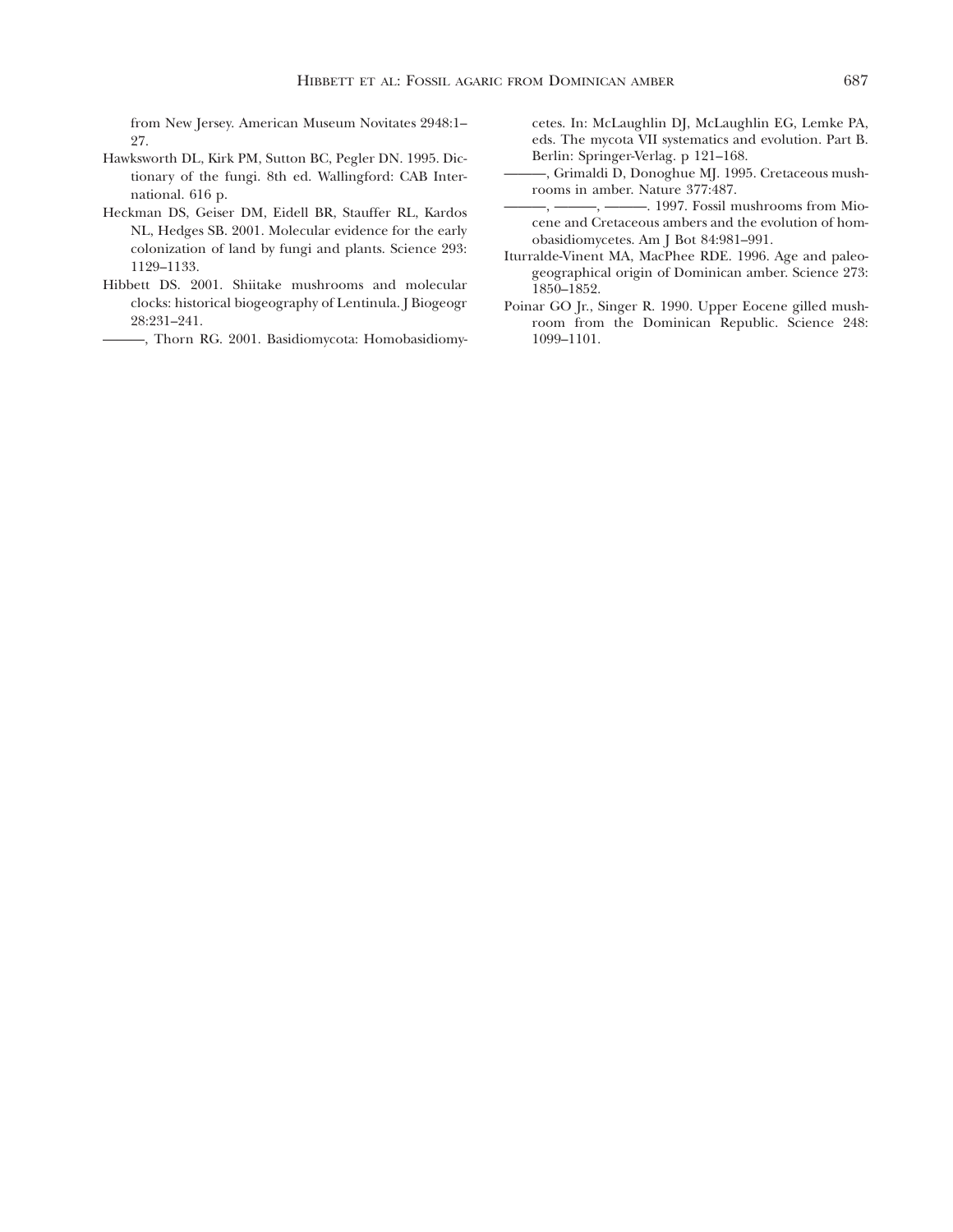from New Jersey. American Museum Novitates 2948:1–27.

Hawksworth DL, Kirk PM, Sutton BC, Pegler DN. 1995. Dictionary of the fungi. 8th ed. Wallingford: CAB International. 616 p.

Heckman DS, Geiser DM, Eidell BR, Stauffer RL, Kardos NL, Hedges SB. 2001. Molecular evidence for the early colonization of land by fungi and plants. Science 293: 1129–1133.

Hibbett DS. 2001. Shiitake mushrooms and molecular clocks: historical biogeography of Lentinula. J Biogeogr 28:231–241.

———, Thorn RG. 2001. Basidiomycota: Homobasidiomycetes. In: McLaughlin DJ, McLaughlin EG, Lemke PA, eds. The mycota VII systematics and evolution. Part B. Berlin: Springer-Verlag. p 121–168.

———, Grimaldi D, Donoghue MJ. 1995. Cretaceous mushrooms in amber. Nature 377:487.

———, ———, ———. 1997. Fossil mushrooms from Miocene and Cretaceous ambers and the evolution of homobasidiomycetes. Am J Bot 84:981–991.

Iturralde-Vinent MA, MacPhee RDE. 1996. Age and paleogeographical origin of Dominican amber. Science 273: 1850–1852.

Poinar GO Jr., Singer R. 1990. Upper Eocene gilled mushroom from the Dominican Republic. Science 248: 1099–1101.